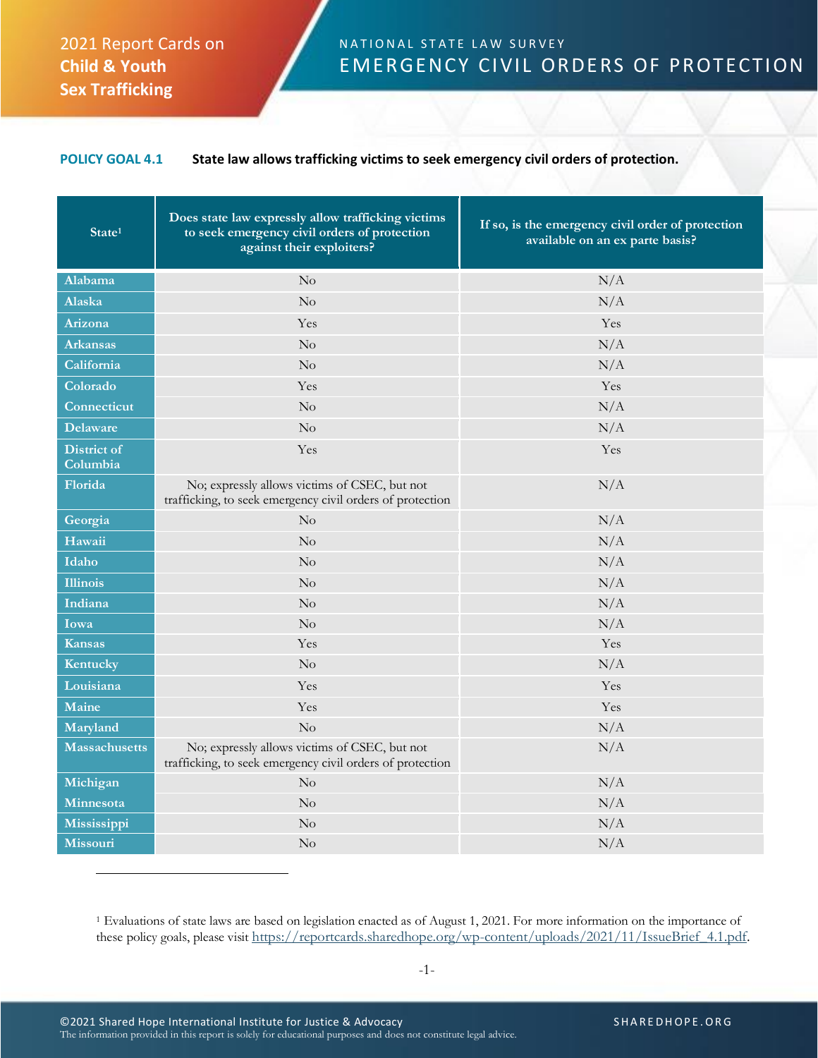2021 Report Cards on **Child & Youth Sex Trafficking**

NATIONAL STATE LAW SURVEY

# EMERGENCY CIVIL ORDERS OF PROTECTION

**POLICY GOAL 4.1** **State law allows trafficking victims to seek emergency civil orders of protection.**

| State[1] | Does state law expressly allow trafficking victims to seek emergency civil orders of protection against their exploiters? | If so, is the emergency civil order of protection available on an ex parte basis? |
|---|---|---|
| Alabama | No | N/A |
| Alaska | No | N/A |
| Arizona | Yes | Yes |
| Arkansas | No | N/A |
| California | No | N/A |
| Colorado | Yes | Yes |
| Connecticut | No | N/A |
| Delaware | No | N/A |
| District of Columbia | Yes | Yes |
| Florida | No; expressly allows victims of CSEC, but not trafficking, to seek emergency civil orders of protection | N/A |
| Georgia | No | N/A |
| Hawaii | No | N/A |
| Idaho | No | N/A |
| Illinois | No | N/A |
| Indiana | No | N/A |
| Iowa | No | N/A |
| Kansas | Yes | Yes |
| Kentucky | No | N/A |
| Louisiana | Yes | Yes |
| Maine | Yes | Yes |
| Maryland | No | N/A |
| Massachusetts | No; expressly allows victims of CSEC, but not trafficking, to seek emergency civil orders of protection | N/A |
| Michigan | No | N/A |
| Minnesota | No | N/A |
| Mississippi | No | N/A |
| Missouri | No | N/A |

[1] Evaluations of state laws are based on legislation enacted as of August 1, 2021. For more information on the importance of these policy goals, please visit https://reportcards.sharedhope.org/wp-content/uploads/2021/11/IssueBrief_4.1.pdf.

©2021 Shared Hope International Institute for Justice & Advocacy
The information provided in this report is solely for educational purposes and does not constitute legal advice.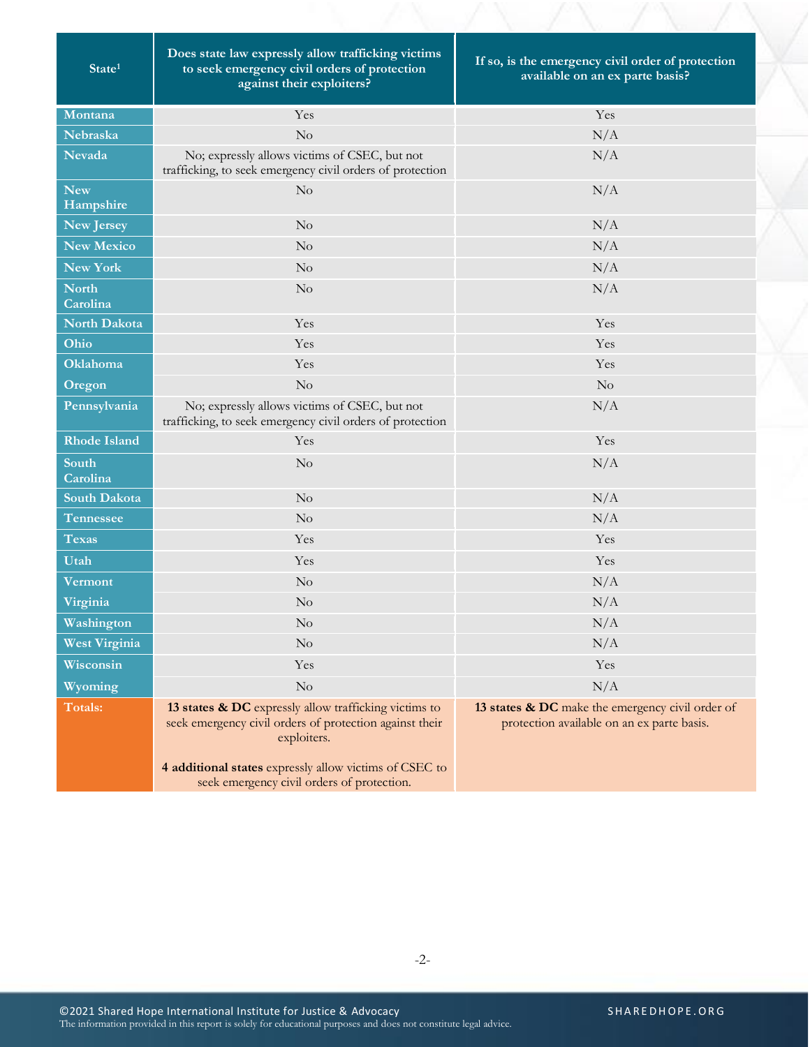| State[1] | Does state law expressly allow trafficking victims to seek emergency civil orders of protection against their exploiters? | If so, is the emergency civil order of protection available on an ex parte basis? |
|---|---|---|
| Montana | Yes | Yes |
| Nebraska | No | N/A |
| Nevada | No; expressly allows victims of CSEC, but not trafficking, to seek emergency civil orders of protection | N/A |
| New Hampshire | No | N/A |
| New Jersey | No | N/A |
| New Mexico | No | N/A |
| New York | No | N/A |
| North Carolina | No | N/A |
| North Dakota | Yes | Yes |
| Ohio | Yes | Yes |
| Oklahoma | Yes | Yes |
| Oregon | No | No |
| Pennsylvania | No; expressly allows victims of CSEC, but not trafficking, to seek emergency civil orders of protection | N/A |
| Rhode Island | Yes | Yes |
| South Carolina | No | N/A |
| South Dakota | No | N/A |
| Tennessee | No | N/A |
| Texas | Yes | Yes |
| Utah | Yes | Yes |
| Vermont | No | N/A |
| Virginia | No | N/A |
| Washington | No | N/A |
| West Virginia | No | N/A |
| Wisconsin | Yes | Yes |
| Wyoming | No | N/A |
| **Totals:** | **13 states & DC** expressly allow trafficking victims to seek emergency civil orders of protection against their exploiters.<br><br>**4 additional states** expressly allow victims of CSEC to seek emergency civil orders of protection. | **13 states & DC** make the emergency civil order of protection available on an ex parte basis. |

©2021 Shared Hope International Institute for Justice & Advocacy
The information provided in this report is solely for educational purposes and does not constitute legal advice.

SHAREDHOPE.ORG